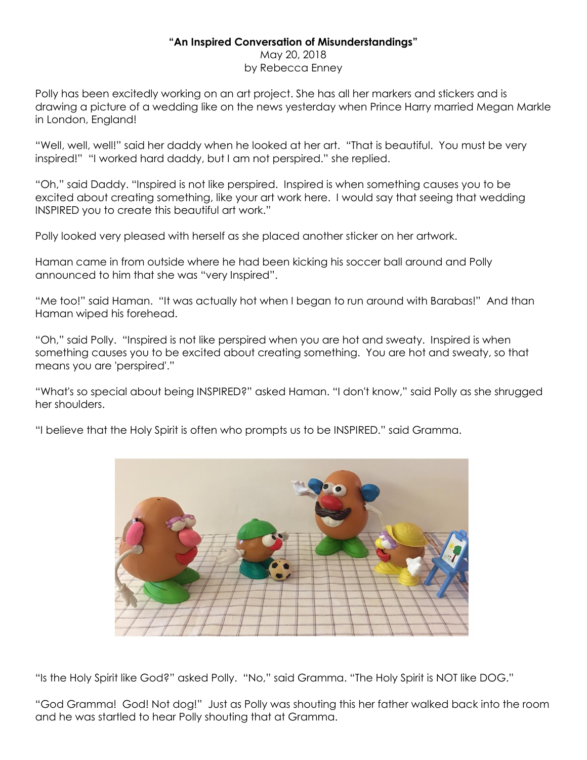**"An Inspired Conversation of Misunderstandings"**

May 20, 2018

by Rebecca Enney

Polly has been excitedly working on an art project. She has all her markers and stickers and is drawing a picture of a wedding like on the news yesterday when Prince Harry married Megan Markle in London, England!

"Well, well, well!" said her daddy when he looked at her art. "That is beautiful. You must be very inspired!" "I worked hard daddy, but I am not perspired." she replied.

"Oh," said Daddy. "Inspired is not like perspired. Inspired is when something causes you to be excited about creating something, like your art work here. I would say that seeing that wedding INSPIRED you to create this beautiful art work."

Polly looked very pleased with herself as she placed another sticker on her artwork.

Haman came in from outside where he had been kicking his soccer ball around and Polly announced to him that she was "very Inspired".

"Me too!" said Haman. "It was actually hot when I began to run around with Barabas!" And than Haman wiped his forehead.

"Oh," said Polly. "Inspired is not like perspired when you are hot and sweaty. Inspired is when something causes you to be excited about creating something. You are hot and sweaty, so that means you are 'perspired'."

"What's so special about being INSPIRED?" asked Haman. "I don't know," said Polly as she shrugged her shoulders.

"I believe that the Holy Spirit is often who prompts us to be INSPIRED." said Gramma.

"Is the Holy Spirit like God?" asked Polly. "No," said Gramma. "The Holy Spirit is NOT like DOG."

"God Gramma! God! Not dog!" Just as Polly was shouting this her father walked back into the room and he was startled to hear Polly shouting that at Gramma.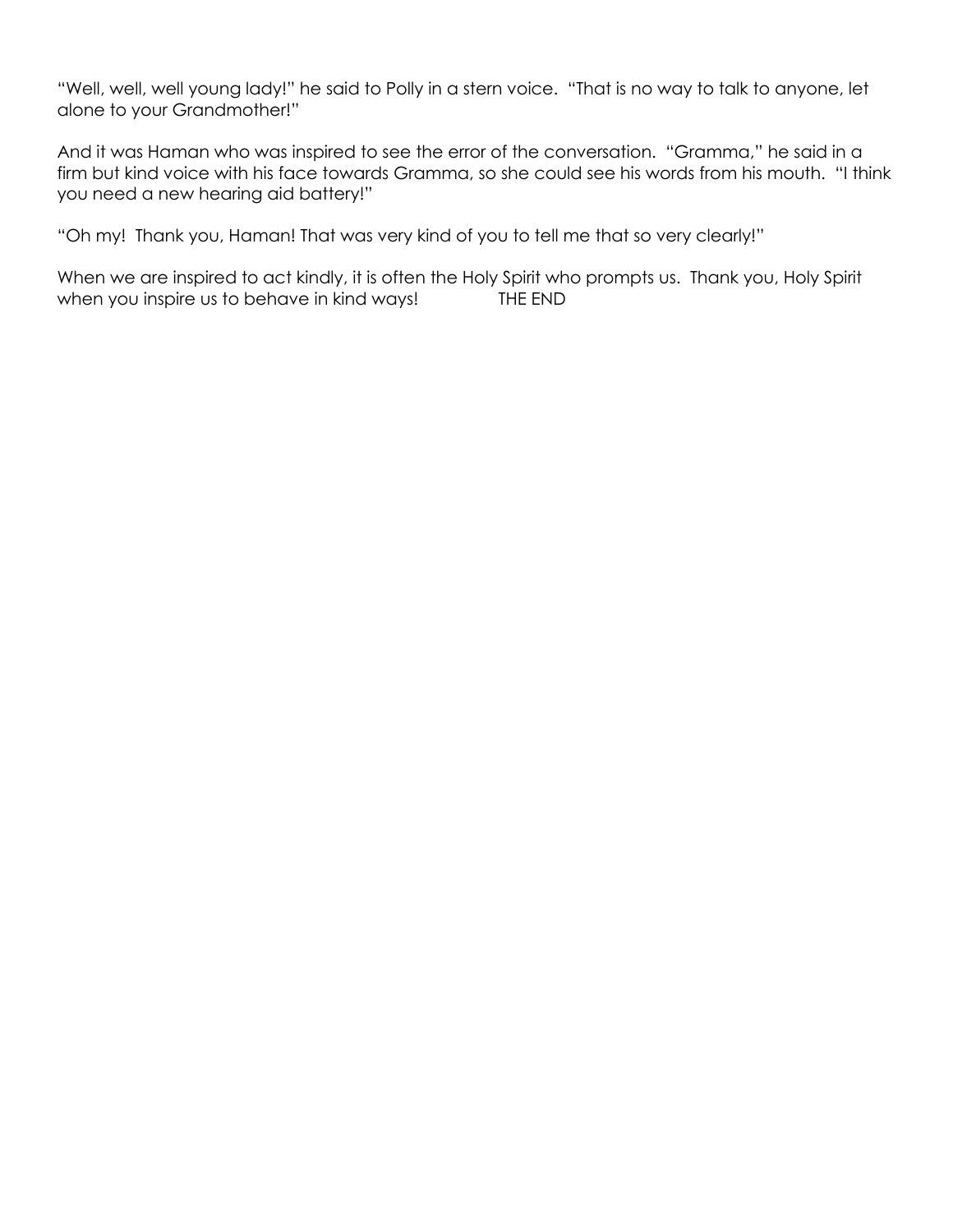"Well, well, well young lady!" he said to Polly in a stern voice. "That is no way to talk to anyone, let alone to your Grandmother!"

And it was Haman who was inspired to see the error of the conversation. "Gramma," he said in a firm but kind voice with his face towards Gramma, so she could see his words from his mouth. "I think you need a new hearing aid battery!"

"Oh my! Thank you, Haman! That was very kind of you to tell me that so very clearly!"

When we are inspired to act kindly, it is often the Holy Spirit who prompts us. Thank you, Holy Spirit when you inspire us to behave in kind ways! THE END